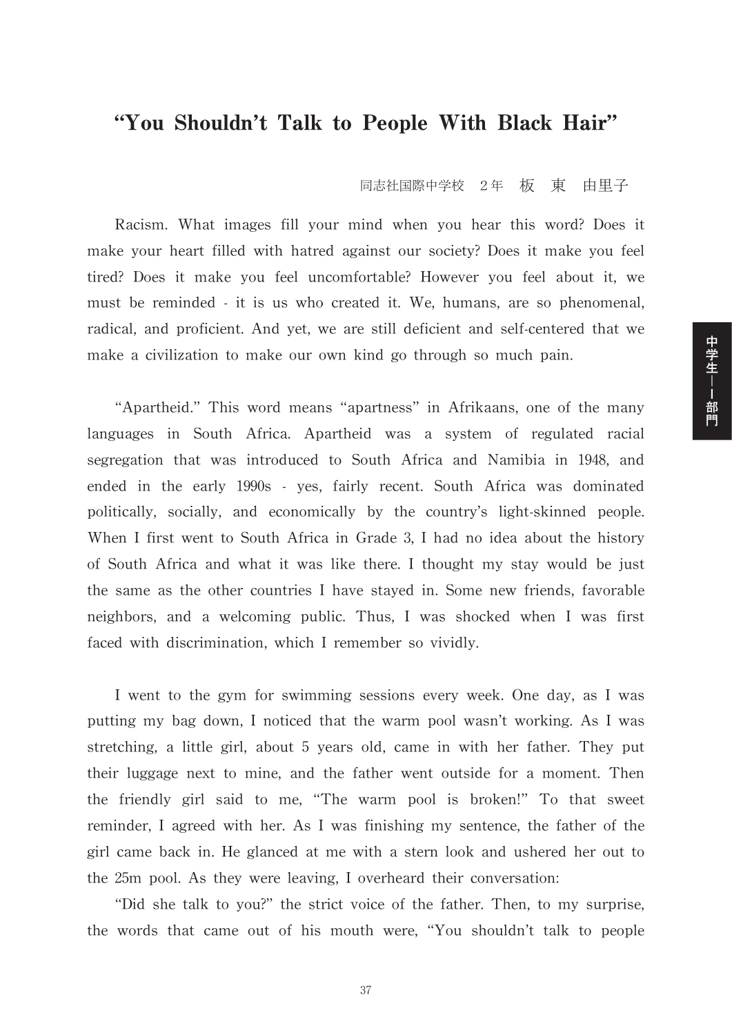# "You Shouldn't Talk to People With Black Hair"

同志社国際中学校　２年　板　東　由里子

Racism. What images fill your mind when you hear this word? Does it make your heart filled with hatred against our society? Does it make you feel tired? Does it make you feel uncomfortable? However you feel about it, we must be reminded - it is us who created it. We, humans, are so phenomenal, radical, and proficient. And yet, we are still deficient and self-centered that we make a civilization to make our own kind go through so much pain.

"Apartheid." This word means "apartness" in Afrikaans, one of the many languages in South Africa. Apartheid was a system of regulated racial segregation that was introduced to South Africa and Namibia in 1948, and ended in the early 1990s - yes, fairly recent. South Africa was dominated politically, socially, and economically by the country's light-skinned people. When I first went to South Africa in Grade 3, I had no idea about the history of South Africa and what it was like there. I thought my stay would be just the same as the other countries I have stayed in. Some new friends, favorable neighbors, and a welcoming public. Thus, I was shocked when I was first faced with discrimination, which I remember so vividly.

I went to the gym for swimming sessions every week. One day, as I was putting my bag down, I noticed that the warm pool wasn't working. As I was stretching, a little girl, about 5 years old, came in with her father. They put their luggage next to mine, and the father went outside for a moment. Then the friendly girl said to me, "The warm pool is broken!" To that sweet reminder, I agreed with her. As I was finishing my sentence, the father of the girl came back in. He glanced at me with a stern look and ushered her out to the 25m pool. As they were leaving, I overheard their conversation:

"Did she talk to you?" the strict voice of the father. Then, to my surprise, the words that came out of his mouth were, "You shouldn't talk to people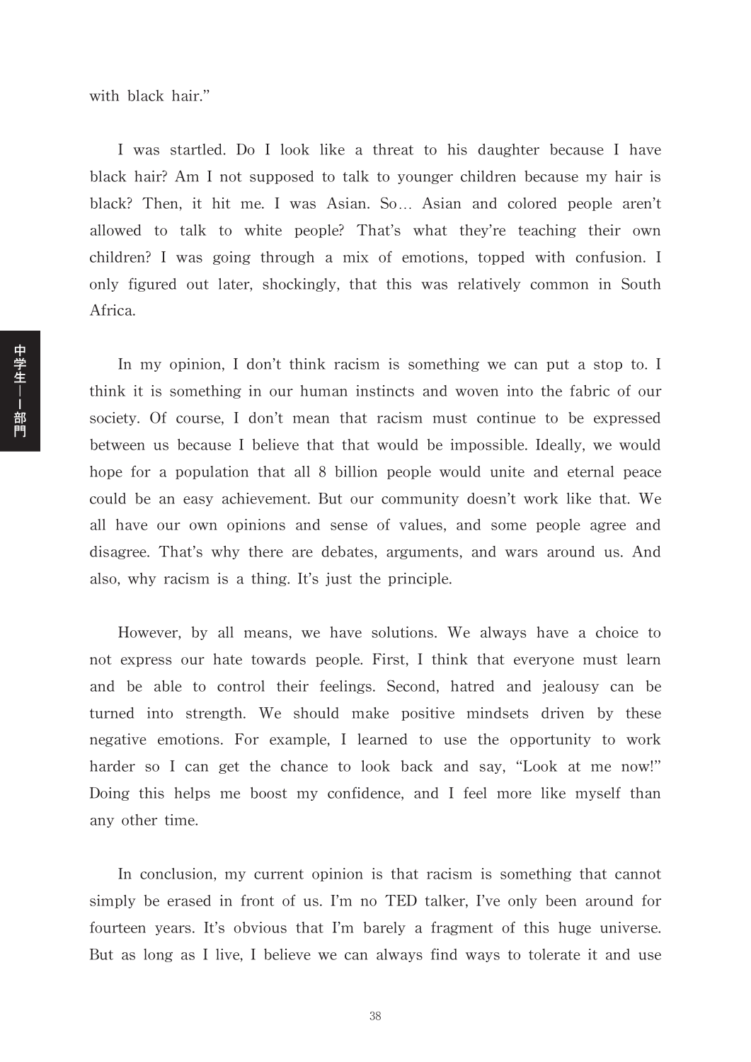with black hair."

I was startled. Do I look like a threat to his daughter because I have black hair? Am I not supposed to talk to younger children because my hair is black? Then, it hit me. I was Asian. So… Asian and colored people aren't allowed to talk to white people? That's what they're teaching their own children? I was going through a mix of emotions, topped with confusion. I only figured out later, shockingly, that this was relatively common in South Africa.

In my opinion, I don't think racism is something we can put a stop to. I think it is something in our human instincts and woven into the fabric of our society. Of course, I don't mean that racism must continue to be expressed between us because I believe that that would be impossible. Ideally, we would hope for a population that all 8 billion people would unite and eternal peace could be an easy achievement. But our community doesn't work like that. We all have our own opinions and sense of values, and some people agree and disagree. That's why there are debates, arguments, and wars around us. And also, why racism is a thing. It's just the principle.

However, by all means, we have solutions. We always have a choice to not express our hate towards people. First, I think that everyone must learn and be able to control their feelings. Second, hatred and jealousy can be turned into strength. We should make positive mindsets driven by these negative emotions. For example, I learned to use the opportunity to work harder so I can get the chance to look back and say, "Look at me now!" Doing this helps me boost my confidence, and I feel more like myself than any other time.

In conclusion, my current opinion is that racism is something that cannot simply be erased in front of us. I'm no TED talker, I've only been around for fourteen years. It's obvious that I'm barely a fragment of this huge universe. But as long as I live, I believe we can always find ways to tolerate it and use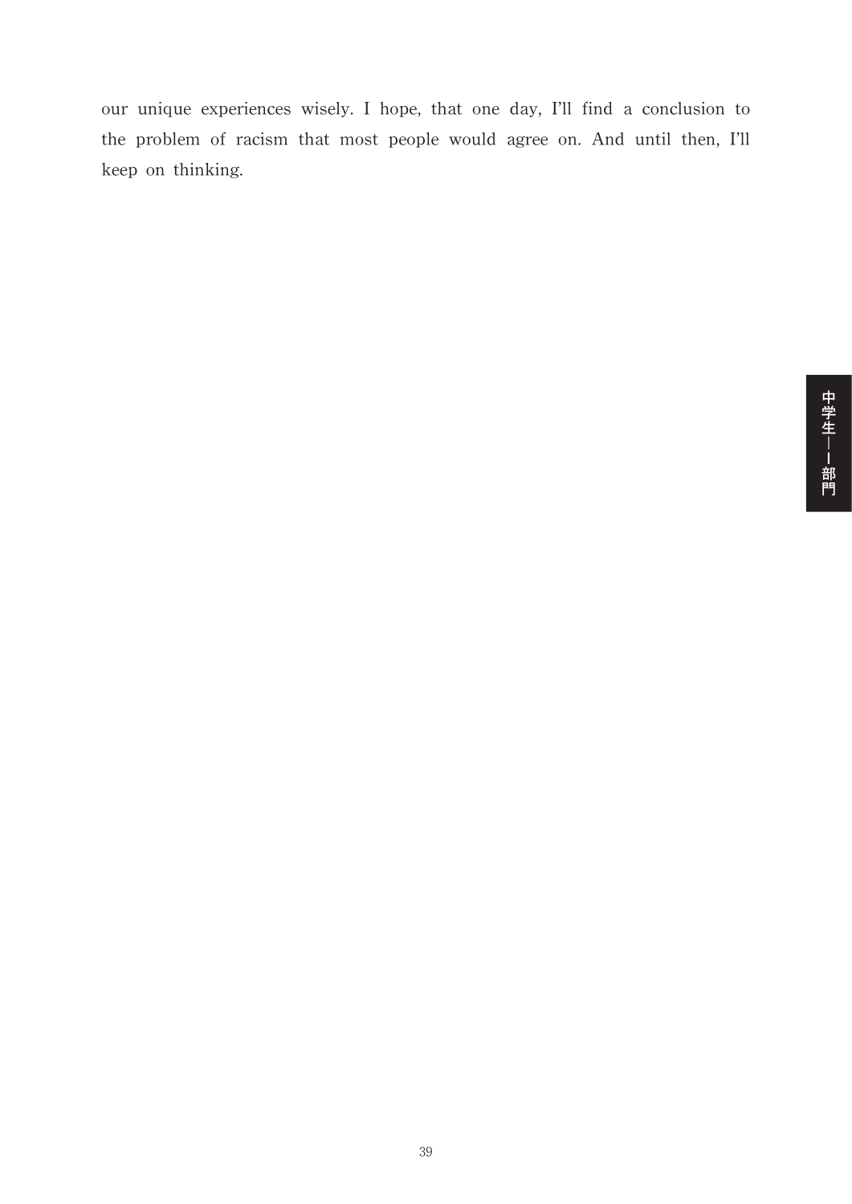our unique experiences wisely. I hope, that one day, I'll find a conclusion to the problem of racism that most people would agree on. And until then, I'll keep on thinking.